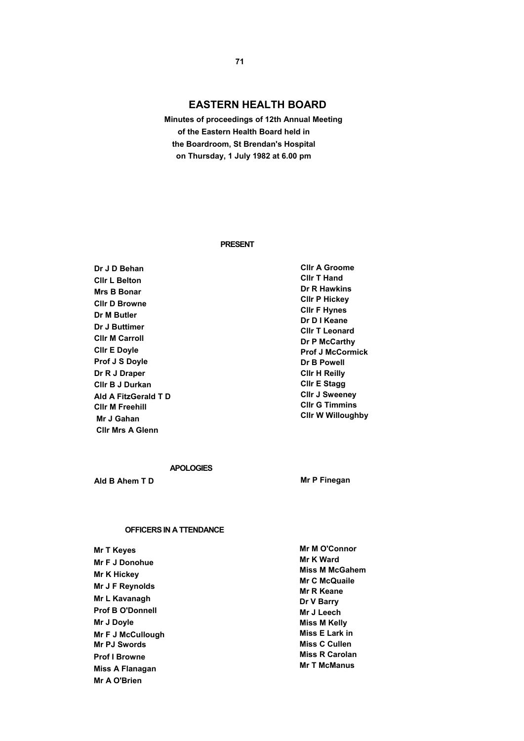# EASTERN HEALTH BOARD

**Minutes of proceedings of 12th Annual Meeting of the Eastern Health Board held in the Boardroom, St Brendan's Hospital on Thursday, 1 July 1982 at 6.00 pm**

## PRESENT

**Dr J D Behan**
**Cllr L Belton**
**Mrs B Bonar**
**Cllr D Browne**
**Dr M Butler**
**Dr J Buttimer**
**Cllr M Carroll**
**Cllr E Doyle**
**Prof J S Doyle**
**Dr R J Draper**
**Cllr B J Durkan**
**Ald A FitzGerald T D**
**Cllr M Freehill**
**Mr J Gahan**
**Cllr Mrs A Glenn**
**Cllr A Groome**
**Cllr T Hand**
**Dr R Hawkins**
**Cllr P Hickey**
**Cllr F Hynes**
**Dr D I Keane**
**Cllr T Leonard**
**Dr P McCarthy**
**Prof J McCormick**
**Dr B Powell**
**Cllr H Reilly**
**Cllr E Stagg**
**Cllr J Sweeney**
**Cllr G Timmins**
**Cllr W Willoughby**

## APOLOGIES

**Ald B Ahem T D**
**Mr P Finegan**

## OFFICERS IN A TTENDANCE

**Mr T Keyes**
**Mr F J Donohue**
**Mr K Hickey**
**Mr J F Reynolds**
**Mr L Kavanagh**
**Prof B O'Donnell**
**Mr J Doyle**
**Mr F J McCullough**
**Mr PJ Swords**
**Prof I Browne**
**Miss A Flanagan**
**Mr A O'Brien**
**Mr M O'Connor**
**Mr K Ward**
**Miss M McGahem**
**Mr C McQuaile**
**Mr R Keane**
**Dr V Barry**
**Mr J Leech**
**Miss M Kelly**
**Miss E Lark in**
**Miss C Cullen**
**Miss R Carolan**
**Mr T McManus**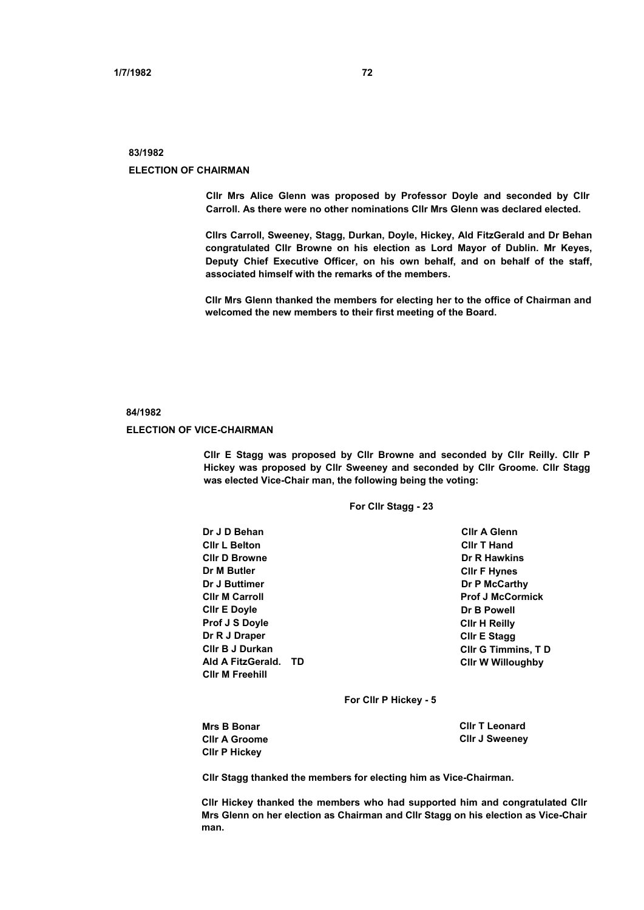**83/1982**

**ELECTION OF CHAIRMAN**

**Cllr Mrs Alice Glenn was proposed by Professor Doyle and seconded by Cllr Carroll. As there were no other nominations Cllr Mrs Glenn was declared elected.**

**Cllrs Carroll, Sweeney, Stagg, Durkan, Doyle, Hickey, Ald FitzGerald and Dr Behan congratulated Cllr Browne on his election as Lord Mayor of Dublin. Mr Keyes, Deputy Chief Executive Officer, on his own behalf, and on behalf of the staff, associated himself with the remarks of the members.**

**Cllr Mrs Glenn thanked the members for electing her to the office of Chairman and welcomed the new members to their first meeting of the Board.**

**84/1982**

**ELECTION OF VICE-CHAIRMAN**

**Cllr E Stagg was proposed by Cllr Browne and seconded by Cllr Reilly. Cllr P Hickey was proposed by Cllr Sweeney and seconded by Cllr Groome. Cllr Stagg was elected Vice-Chair man, the following being the voting:**

**For Cllr Stagg - 23**

**Dr J D Behan**
**Cllr L Belton**
**Cllr D Browne**
**Dr M Butler**
**Dr J Buttimer**
**Cllr M Carroll**
**Cllr E Doyle**
**Prof J S Doyle**
**Dr R J Draper**
**Cllr B J Durkan**
**Ald A FitzGerald. TD**
**Cllr M Freehill**
**Cllr A Glenn**
**Cllr T Hand**
**Dr R Hawkins**
**Cllr F Hynes**
**Dr P McCarthy**
**Prof J McCormick**
**Dr B Powell**
**Cllr H Reilly**
**Cllr E Stagg**
**Cllr G Timmins, T D**
**Cllr W Willoughby**

**For Cllr P Hickey - 5**

**Mrs B Bonar**
**Cllr A Groome**
**Cllr P Hickey**
**Cllr T Leonard**
**Cllr J Sweeney**

**Cllr Stagg thanked the members for electing him as Vice-Chairman.**

**Cllr Hickey thanked the members who had supported him and congratulated Cllr Mrs Glenn on her election as Chairman and Cllr Stagg on his election as Vice-Chair man.**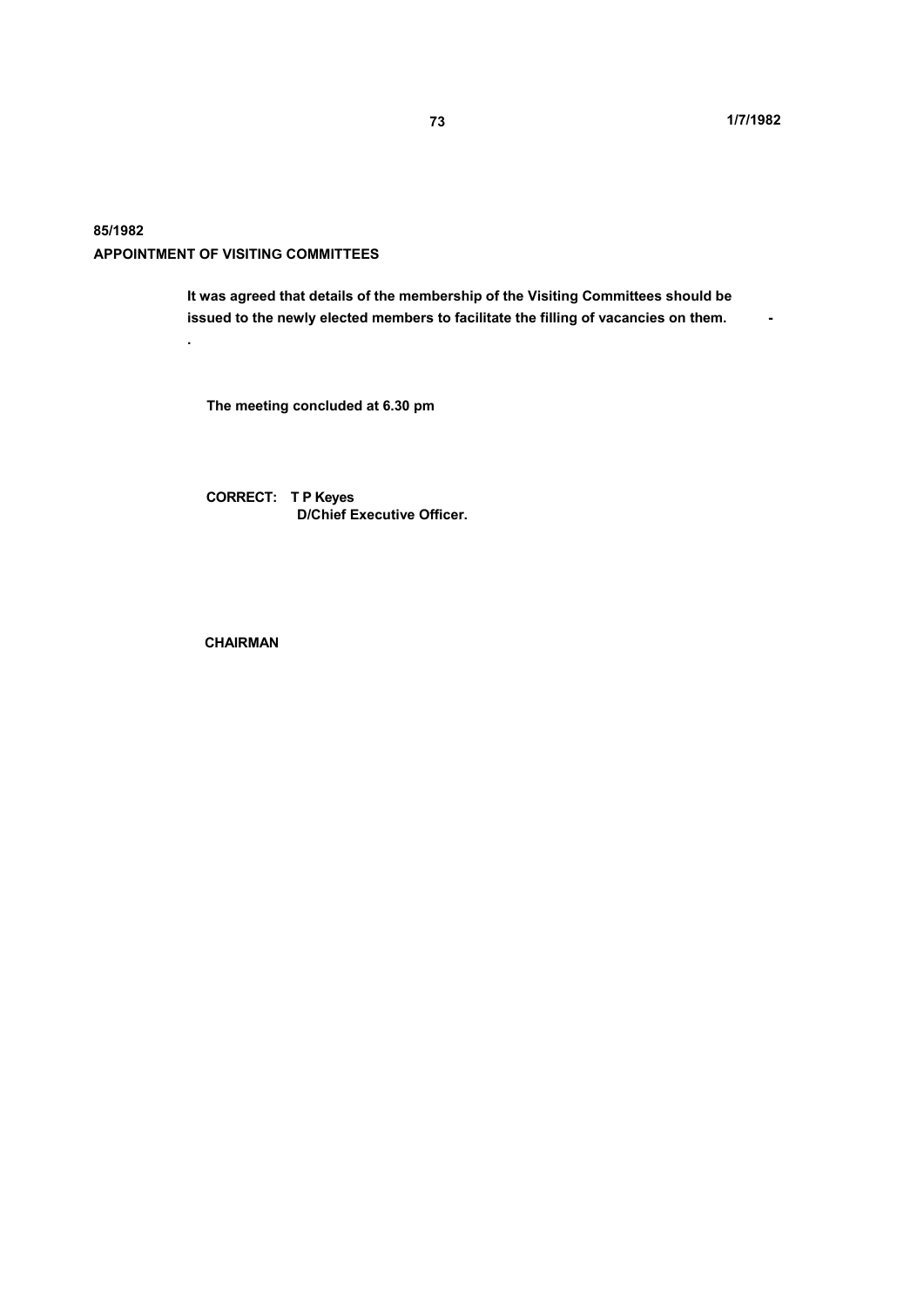**85/1982**

**APPOINTMENT OF VISITING COMMITTEES**

**It was agreed that details of the membership of the Visiting Committees should be issued to the newly elected members to facilitate the filling of vacancies on them.**

**The meeting concluded at 6.30 pm**

**CORRECT: T P Keyes**
**D/Chief Executive Officer.**

**CHAIRMAN**